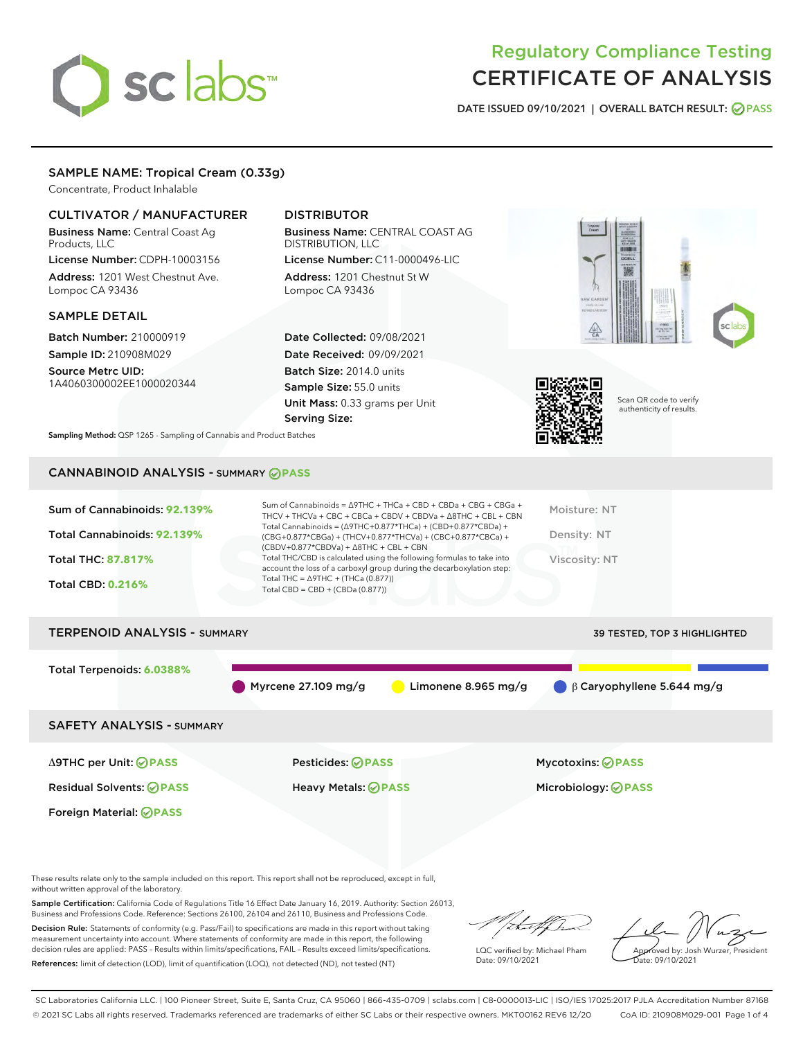# Regulatory Compliance Testing
# CERTIFICATE OF ANALYSIS

DATE ISSUED 09/10/2021 | OVERALL BATCH RESULT: PASS

## SAMPLE NAME: Tropical Cream (0.33g)

Concentrate, Product Inhalable

### CULTIVATOR / MANUFACTURER

**Business Name:** Central Coast Ag Products, LLC
**License Number:** CDPH-10003156
**Address:** 1201 West Chestnut Ave. Lompoc CA 93436

### DISTRIBUTOR

**Business Name:** CENTRAL COAST AG DISTRIBUTION, LLC
**License Number:** C11-0000496-LIC
**Address:** 1201 Chestnut St W Lompoc CA 93436

### SAMPLE DETAIL

**Batch Number:** 210000919
**Sample ID:** 210908M029
**Source Metrc UID:** 1A4060300002EE1000020344

**Date Collected:** 09/08/2021
**Date Received:** 09/09/2021
**Batch Size:** 2014.0 units
**Sample Size:** 55.0 units
**Unit Mass:** 0.33 grams per Unit
**Serving Size:**

Scan QR code to verify authenticity of results.

**Sampling Method:** QSP 1265 - Sampling of Cannabis and Product Batches

## CANNABINOID ANALYSIS - SUMMARY PASS

**Sum of Cannabinoids:** 92.139%
**Total Cannabinoids:** 92.139%
**Total THC:** 87.817%
**Total CBD:** 0.216%

Sum of Cannabinoids = Δ9THC + THCa + CBD + CBDa + CBG + CBGa + THCV + THCVa + CBC + CBCa + CBDV + CBDVa + Δ8THC + CBL + CBN
Total Cannabinoids = (Δ9THC+0.877*THCa) + (CBD+0.877*CBDa) + (CBG+0.877*CBGa) + (THCV+0.877*THCVa) + (CBC+0.877*CBCa) + (CBDV+0.877*CBDVa) + Δ8THC + CBL + CBN
Total THC/CBD is calculated using the following formulas to take into account the loss of a carboxyl group during the decarboxylation step:
Total THC = Δ9THC + (THCa (0.877))
Total CBD = CBD + (CBDa (0.877))

Moisture: NT
Density: NT
Viscosity: NT

## TERPENOID ANALYSIS - SUMMARY

39 TESTED, TOP 3 HIGHLIGHTED

**Total Terpenoids:** 6.0388%

Myrcene 27.109 mg/g | Limonene 8.965 mg/g | β Caryophyllene 5.644 mg/g

## SAFETY ANALYSIS - SUMMARY

Δ9THC per Unit: PASS
Pesticides: PASS
Mycotoxins: PASS
Residual Solvents: PASS
Heavy Metals: PASS
Microbiology: PASS
Foreign Material: PASS

These results relate only to the sample included on this report. This report shall not be reproduced, except in full, without written approval of the laboratory.

**Sample Certification:** California Code of Regulations Title 16 Effect Date January 16, 2019. Authority: Section 26013, Business and Professions Code. Reference: Sections 26100, 26104 and 26110, Business and Professions Code.

**Decision Rule:** Statements of conformity (e.g. Pass/Fail) to specifications are made in this report without taking measurement uncertainty into account. Where statements of conformity are made in this report, the following decision rules are applied: PASS – Results within limits/specifications, FAIL – Results exceed limits/specifications.

**References:** limit of detection (LOD), limit of quantification (LOQ), not detected (ND), not tested (NT)

LQC verified by: Michael Pham
Date: 09/10/2021

Approved by: Josh Wurzer, President
Date: 09/10/2021

SC Laboratories California LLC. | 100 Pioneer Street, Suite E, Santa Cruz, CA 95060 | 866-435-0709 | sclabs.com | C8-0000013-LIC | ISO/IES 17025:2017 PJLA Accreditation Number 87168
© 2021 SC Labs all rights reserved. Trademarks referenced are trademarks of either SC Labs or their respective owners. MKT00162 REV6 12/20 CoA ID: 210908M029-001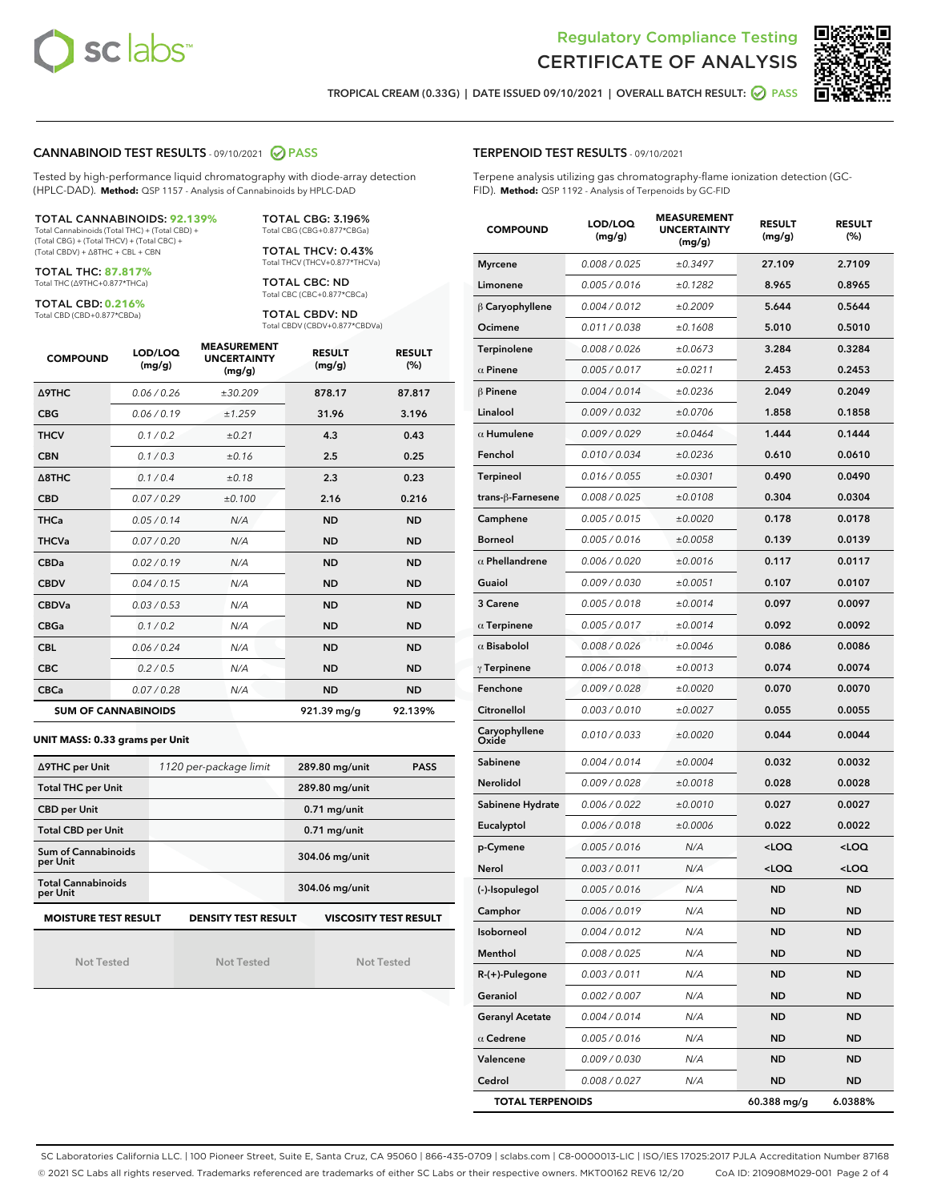Regulatory Compliance Testing
# CERTIFICATE OF ANALYSIS

TROPICAL CREAM (0.33G) | DATE ISSUED 09/10/2021 | OVERALL BATCH RESULT: PASS

## CANNABINOID TEST RESULTS - 09/10/2021 PASS

Tested by high-performance liquid chromatography with diode-array detection (HPLC-DAD). **Method:** QSP 1157 - Analysis of Cannabinoids by HPLC-DAD

**TOTAL CANNABINOIDS: 92.139%**
Total Cannabinoids (Total THC) + (Total CBD) + (Total CBG) + (Total THCV) + (Total CBC) + (Total CBDV) + Δ8THC + CBL + CBN

**TOTAL THC: 87.817%**
Total THC (Δ9THC+0.877*THCa)

**TOTAL CBD: 0.216%**
Total CBD (CBD+0.877*CBDa)

**TOTAL CBG: 3.196%**
Total CBG (CBG+0.877*CBGa)

**TOTAL THCV: 0.43%**
Total THCV (THCV+0.877*THCVa)

**TOTAL CBC: ND**
Total CBC (CBC+0.877*CBCa)

**TOTAL CBDV: ND**
Total CBDV (CBDV+0.877*CBDVa)

| COMPOUND | LOD/LOQ (mg/g) | MEASUREMENT UNCERTAINTY (mg/g) | RESULT (mg/g) | RESULT (%) |
|---|---|---|---|---|
| Δ9THC | 0.06 / 0.26 | ±30.209 | 878.17 | 87.817 |
| CBG | 0.06 / 0.19 | ±1.259 | 31.96 | 3.196 |
| THCV | 0.1 / 0.2 | ±0.21 | 4.3 | 0.43 |
| CBN | 0.1 / 0.3 | ±0.16 | 2.5 | 0.25 |
| Δ8THC | 0.1 / 0.4 | ±0.18 | 2.3 | 0.23 |
| CBD | 0.07 / 0.29 | ±0.100 | 2.16 | 0.216 |
| THCa | 0.05 / 0.14 | N/A | ND | ND |
| THCVa | 0.07 / 0.20 | N/A | ND | ND |
| CBDa | 0.02 / 0.19 | N/A | ND | ND |
| CBDV | 0.04 / 0.15 | N/A | ND | ND |
| CBDVa | 0.03 / 0.53 | N/A | ND | ND |
| CBGa | 0.1 / 0.2 | N/A | ND | ND |
| CBL | 0.06 / 0.24 | N/A | ND | ND |
| CBC | 0.2 / 0.5 | N/A | ND | ND |
| CBCa | 0.07 / 0.28 | N/A | ND | ND |
| **SUM OF CANNABINOIDS** | | | 921.39 mg/g | 92.139% |

**UNIT MASS: 0.33 grams per Unit**

| | | | |
|---|---|---|---|
| Δ9THC per Unit | 1120 per-package limit | 289.80 mg/unit | PASS |
| Total THC per Unit | | 289.80 mg/unit | |
| CBD per Unit | | 0.71 mg/unit | |
| Total CBD per Unit | | 0.71 mg/unit | |
| Sum of Cannabinoids per Unit | | 304.06 mg/unit | |
| Total Cannabinoids per Unit | | 304.06 mg/unit | |

| MOISTURE TEST RESULT | DENSITY TEST RESULT | VISCOSITY TEST RESULT |
|---|---|---|
| Not Tested | Not Tested | Not Tested |

## TERPENOID TEST RESULTS - 09/10/2021

Terpene analysis utilizing gas chromatography-flame ionization detection (GC-FID). **Method:** QSP 1192 - Analysis of Terpenoids by GC-FID

| COMPOUND | LOD/LOQ (mg/g) | MEASUREMENT UNCERTAINTY (mg/g) | RESULT (mg/g) | RESULT (%) |
|---|---|---|---|---|
| Myrcene | 0.008 / 0.025 | ±0.3497 | 27.109 | 2.7109 |
| Limonene | 0.005 / 0.016 | ±0.1282 | 8.965 | 0.8965 |
| β Caryophyllene | 0.004 / 0.012 | ±0.2009 | 5.644 | 0.5644 |
| Ocimene | 0.011 / 0.038 | ±0.1608 | 5.010 | 0.5010 |
| Terpinolene | 0.008 / 0.026 | ±0.0673 | 3.284 | 0.3284 |
| α Pinene | 0.005 / 0.017 | ±0.0211 | 2.453 | 0.2453 |
| β Pinene | 0.004 / 0.014 | ±0.0236 | 2.049 | 0.2049 |
| Linalool | 0.009 / 0.032 | ±0.0706 | 1.858 | 0.1858 |
| α Humulene | 0.009 / 0.029 | ±0.0464 | 1.444 | 0.1444 |
| Fenchol | 0.010 / 0.034 | ±0.0236 | 0.610 | 0.0610 |
| Terpineol | 0.016 / 0.055 | ±0.0301 | 0.490 | 0.0490 |
| trans-β-Farnesene | 0.008 / 0.025 | ±0.0108 | 0.304 | 0.0304 |
| Camphene | 0.005 / 0.015 | ±0.0020 | 0.178 | 0.0178 |
| Borneol | 0.005 / 0.016 | ±0.0058 | 0.139 | 0.0139 |
| α Phellandrene | 0.006 / 0.020 | ±0.0016 | 0.117 | 0.0117 |
| Guaiol | 0.009 / 0.030 | ±0.0051 | 0.107 | 0.0107 |
| 3 Carene | 0.005 / 0.018 | ±0.0014 | 0.097 | 0.0097 |
| α Terpinene | 0.005 / 0.017 | ±0.0014 | 0.092 | 0.0092 |
| α Bisabolol | 0.008 / 0.026 | ±0.0046 | 0.086 | 0.0086 |
| γ Terpinene | 0.006 / 0.018 | ±0.0013 | 0.074 | 0.0074 |
| Fenchone | 0.009 / 0.028 | ±0.0020 | 0.070 | 0.0070 |
| Citronellol | 0.003 / 0.010 | ±0.0027 | 0.055 | 0.0055 |
| Caryophyllene Oxide | 0.010 / 0.033 | ±0.0020 | 0.044 | 0.0044 |
| Sabinene | 0.004 / 0.014 | ±0.0004 | 0.032 | 0.0032 |
| Nerolidol | 0.009 / 0.028 | ±0.0018 | 0.028 | 0.0028 |
| Sabinene Hydrate | 0.006 / 0.022 | ±0.0010 | 0.027 | 0.0027 |
| Eucalyptol | 0.006 / 0.018 | ±0.0006 | 0.022 | 0.0022 |
| p-Cymene | 0.005 / 0.016 | N/A | <LOQ | <LOQ |
| Nerol | 0.003 / 0.011 | N/A | <LOQ | <LOQ |
| (-)-Isopulegol | 0.005 / 0.016 | N/A | ND | ND |
| Camphor | 0.006 / 0.019 | N/A | ND | ND |
| Isoborneol | 0.004 / 0.012 | N/A | ND | ND |
| Menthol | 0.008 / 0.025 | N/A | ND | ND |
| R-(+)-Pulegone | 0.003 / 0.011 | N/A | ND | ND |
| Geraniol | 0.002 / 0.007 | N/A | ND | ND |
| Geranyl Acetate | 0.004 / 0.014 | N/A | ND | ND |
| α Cedrene | 0.005 / 0.016 | N/A | ND | ND |
| Valencene | 0.009 / 0.030 | N/A | ND | ND |
| Cedrol | 0.008 / 0.027 | N/A | ND | ND |
| **TOTAL TERPENOIDS** | | | 60.388 mg/g | 6.0388% |

SC Laboratories California LLC. | 100 Pioneer Street, Suite E, Santa Cruz, CA 95060 | 866-435-0709 | sclabs.com | C8-0000013-LIC | ISO/IES 17025:2017 PJLA Accreditation Number 87168
© 2021 SC Labs all rights reserved. Trademarks referenced are trademarks of either SC Labs or their respective owners. MKT00162 REV6 12/20 CoA ID: 210908M029-001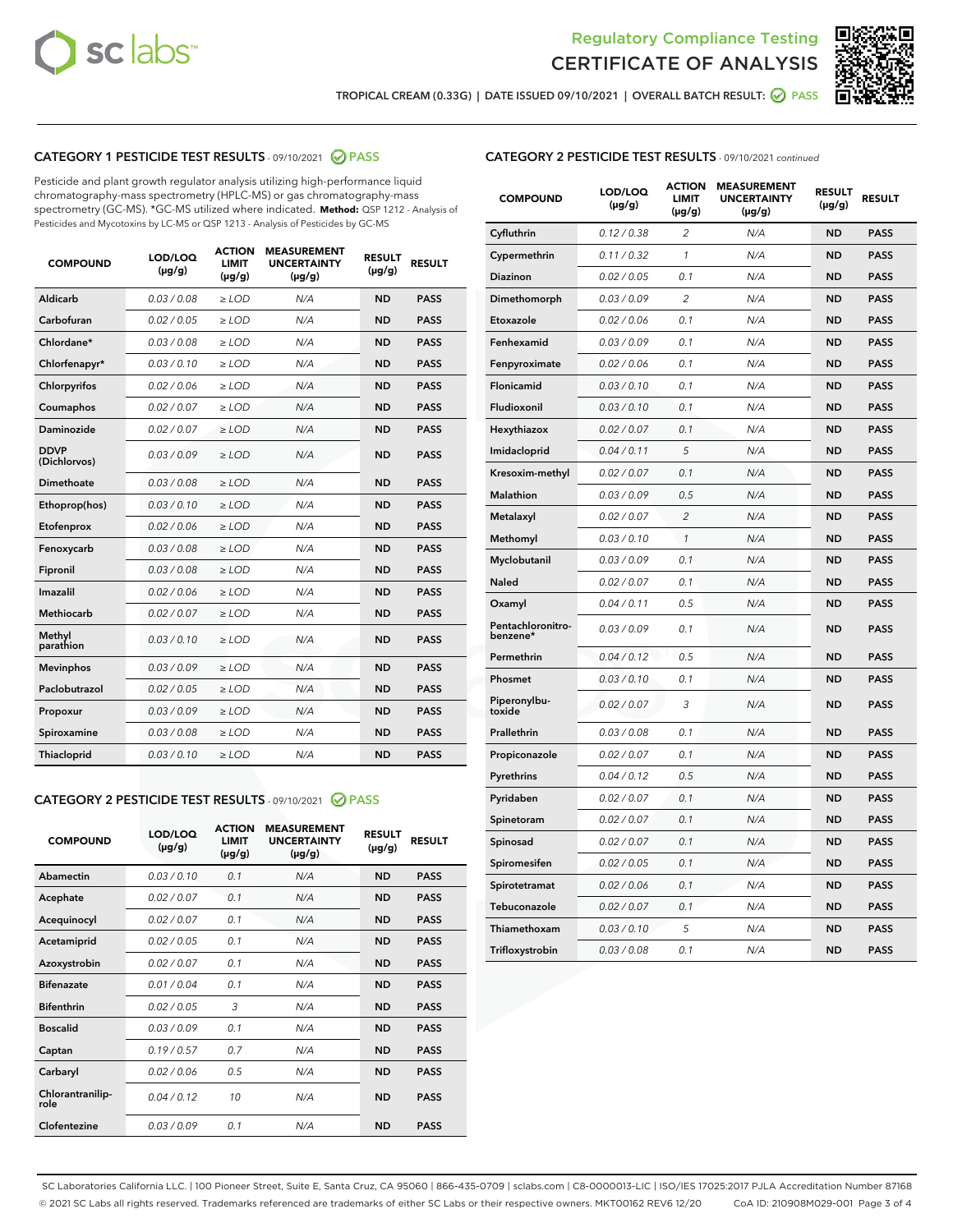Regulatory Compliance Testing
# CERTIFICATE OF ANALYSIS

TROPICAL CREAM (0.33G) | DATE ISSUED 09/10/2021 | OVERALL BATCH RESULT: PASS

## CATEGORY 1 PESTICIDE TEST RESULTS - 09/10/2021 PASS

Pesticide and plant growth regulator analysis utilizing high-performance liquid chromatography-mass spectrometry (HPLC-MS) or gas chromatography-mass spectrometry (GC-MS). *GC-MS utilized where indicated. **Method:** QSP 1212 - Analysis of Pesticides and Mycotoxins by LC-MS or QSP 1213 - Analysis of Pesticides by GC-MS

| COMPOUND | LOD/LOQ (µg/g) | ACTION LIMIT (µg/g) | MEASUREMENT UNCERTAINTY (µg/g) | RESULT (µg/g) | RESULT |
|---|---|---|---|---|---|
| Aldicarb | 0.03 / 0.08 | ≥ LOD | N/A | ND | PASS |
| Carbofuran | 0.02 / 0.05 | ≥ LOD | N/A | ND | PASS |
| Chlordane* | 0.03 / 0.08 | ≥ LOD | N/A | ND | PASS |
| Chlorfenapyr* | 0.03 / 0.10 | ≥ LOD | N/A | ND | PASS |
| Chlorpyrifos | 0.02 / 0.06 | ≥ LOD | N/A | ND | PASS |
| Coumaphos | 0.02 / 0.07 | ≥ LOD | N/A | ND | PASS |
| Daminozide | 0.02 / 0.07 | ≥ LOD | N/A | ND | PASS |
| DDVP (Dichlorvos) | 0.03 / 0.09 | ≥ LOD | N/A | ND | PASS |
| Dimethoate | 0.03 / 0.08 | ≥ LOD | N/A | ND | PASS |
| Ethoprop(hos) | 0.03 / 0.10 | ≥ LOD | N/A | ND | PASS |
| Etofenprox | 0.02 / 0.06 | ≥ LOD | N/A | ND | PASS |
| Fenoxycarb | 0.03 / 0.08 | ≥ LOD | N/A | ND | PASS |
| Fipronil | 0.03 / 0.08 | ≥ LOD | N/A | ND | PASS |
| Imazalil | 0.02 / 0.06 | ≥ LOD | N/A | ND | PASS |
| Methiocarb | 0.02 / 0.07 | ≥ LOD | N/A | ND | PASS |
| Methyl parathion | 0.03 / 0.10 | ≥ LOD | N/A | ND | PASS |
| Mevinphos | 0.03 / 0.09 | ≥ LOD | N/A | ND | PASS |
| Paclobutrazol | 0.02 / 0.05 | ≥ LOD | N/A | ND | PASS |
| Propoxur | 0.03 / 0.09 | ≥ LOD | N/A | ND | PASS |
| Spiroxamine | 0.03 / 0.08 | ≥ LOD | N/A | ND | PASS |
| Thiacloprid | 0.03 / 0.10 | ≥ LOD | N/A | ND | PASS |

## CATEGORY 2 PESTICIDE TEST RESULTS - 09/10/2021 PASS

| COMPOUND | LOD/LOQ (µg/g) | ACTION LIMIT (µg/g) | MEASUREMENT UNCERTAINTY (µg/g) | RESULT (µg/g) | RESULT |
|---|---|---|---|---|---|
| Abamectin | 0.03 / 0.10 | 0.1 | N/A | ND | PASS |
| Acephate | 0.02 / 0.07 | 0.1 | N/A | ND | PASS |
| Acequinocyl | 0.02 / 0.07 | 0.1 | N/A | ND | PASS |
| Acetamiprid | 0.02 / 0.05 | 0.1 | N/A | ND | PASS |
| Azoxystrobin | 0.02 / 0.07 | 0.1 | N/A | ND | PASS |
| Bifenazate | 0.01 / 0.04 | 0.1 | N/A | ND | PASS |
| Bifenthrin | 0.02 / 0.05 | 3 | N/A | ND | PASS |
| Boscalid | 0.03 / 0.09 | 0.1 | N/A | ND | PASS |
| Captan | 0.19 / 0.57 | 0.7 | N/A | ND | PASS |
| Carbaryl | 0.02 / 0.06 | 0.5 | N/A | ND | PASS |
| Chlorantraniliprole | 0.04 / 0.12 | 10 | N/A | ND | PASS |
| Clofentezine | 0.03 / 0.09 | 0.1 | N/A | ND | PASS |
| Cyfluthrin | 0.12 / 0.38 | 2 | N/A | ND | PASS |
| Cypermethrin | 0.11 / 0.32 | 1 | N/A | ND | PASS |
| Diazinon | 0.02 / 0.05 | 0.1 | N/A | ND | PASS |
| Dimethomorph | 0.03 / 0.09 | 2 | N/A | ND | PASS |
| Etoxazole | 0.02 / 0.06 | 0.1 | N/A | ND | PASS |
| Fenhexamid | 0.03 / 0.09 | 0.1 | N/A | ND | PASS |
| Fenpyroximate | 0.02 / 0.06 | 0.1 | N/A | ND | PASS |
| Flonicamid | 0.03 / 0.10 | 0.1 | N/A | ND | PASS |
| Fludioxonil | 0.03 / 0.10 | 0.1 | N/A | ND | PASS |
| Hexythiazox | 0.02 / 0.07 | 0.1 | N/A | ND | PASS |
| Imidacloprid | 0.04 / 0.11 | 5 | N/A | ND | PASS |
| Kresoxim-methyl | 0.02 / 0.07 | 0.1 | N/A | ND | PASS |
| Malathion | 0.03 / 0.09 | 0.5 | N/A | ND | PASS |
| Metalaxyl | 0.02 / 0.07 | 2 | N/A | ND | PASS |
| Methomyl | 0.03 / 0.10 | 1 | N/A | ND | PASS |
| Myclobutanil | 0.03 / 0.09 | 0.1 | N/A | ND | PASS |
| Naled | 0.02 / 0.07 | 0.1 | N/A | ND | PASS |
| Oxamyl | 0.04 / 0.11 | 0.5 | N/A | ND | PASS |
| Pentachloronitrobenzene* | 0.03 / 0.09 | 0.1 | N/A | ND | PASS |
| Permethrin | 0.04 / 0.12 | 0.5 | N/A | ND | PASS |
| Phosmet | 0.03 / 0.10 | 0.1 | N/A | ND | PASS |
| Piperonylbutoxide | 0.02 / 0.07 | 3 | N/A | ND | PASS |
| Prallethrin | 0.03 / 0.08 | 0.1 | N/A | ND | PASS |
| Propiconazole | 0.02 / 0.07 | 0.1 | N/A | ND | PASS |
| Pyrethrins | 0.04 / 0.12 | 0.5 | N/A | ND | PASS |
| Pyridaben | 0.02 / 0.07 | 0.1 | N/A | ND | PASS |
| Spinetoram | 0.02 / 0.07 | 0.1 | N/A | ND | PASS |
| Spinosad | 0.02 / 0.07 | 0.1 | N/A | ND | PASS |
| Spiromesifen | 0.02 / 0.05 | 0.1 | N/A | ND | PASS |
| Spirotetramat | 0.02 / 0.06 | 0.1 | N/A | ND | PASS |
| Tebuconazole | 0.02 / 0.07 | 0.1 | N/A | ND | PASS |
| Thiamethoxam | 0.03 / 0.10 | 5 | N/A | ND | PASS |
| Trifloxystrobin | 0.03 / 0.08 | 0.1 | N/A | ND | PASS |

SC Laboratories California LLC. | 100 Pioneer Street, Suite E, Santa Cruz, CA 95060 | 866-435-0709 | sclabs.com | C8-0000013-LIC | ISO/IES 17025:2017 PJLA Accreditation Number 87168
© 2021 SC Labs all rights reserved. Trademarks referenced are trademarks of either SC Labs or their respective owners. MKT00162 REV6 12/20 CoA ID: 210908M029-001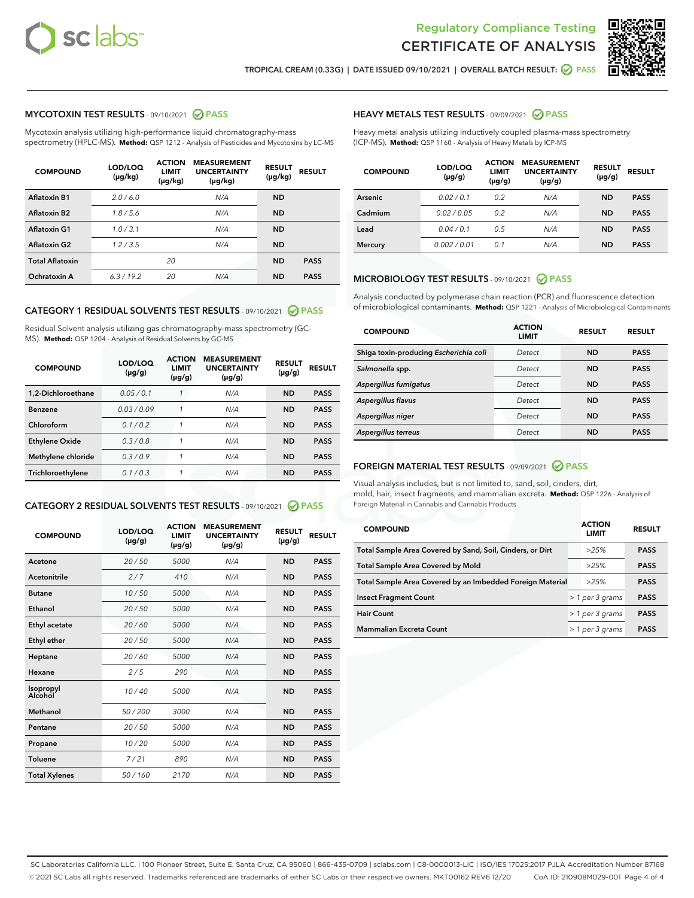Regulatory Compliance Testing
CERTIFICATE OF ANALYSIS

TROPICAL CREAM (0.33G) | DATE ISSUED 09/10/2021 | OVERALL BATCH RESULT: PASS

## MYCOTOXIN TEST RESULTS - 09/10/2021 PASS

Mycotoxin analysis utilizing high-performance liquid chromatography-mass spectrometry (HPLC-MS). **Method:** QSP 1212 - Analysis of Pesticides and Mycotoxins by LC-MS

| COMPOUND | LOD/LOQ (µg/kg) | ACTION LIMIT (µg/kg) | MEASUREMENT UNCERTAINTY (µg/kg) | RESULT (µg/kg) | RESULT |
|---|---|---|---|---|---|
| Aflatoxin B1 | 2.0 / 6.0 | | N/A | ND | |
| Aflatoxin B2 | 1.8 / 5.6 | | N/A | ND | |
| Aflatoxin G1 | 1.0 / 3.1 | | N/A | ND | |
| Aflatoxin G2 | 1.2 / 3.5 | | N/A | ND | |
| Total Aflatoxin | | 20 | | ND | PASS |
| Ochratoxin A | 6.3 / 19.2 | 20 | N/A | ND | PASS |

## CATEGORY 1 RESIDUAL SOLVENTS TEST RESULTS - 09/10/2021 PASS

Residual Solvent analysis utilizing gas chromatography-mass spectrometry (GC-MS). **Method:** QSP 1204 - Analysis of Residual Solvents by GC-MS

| COMPOUND | LOD/LOQ (µg/g) | ACTION LIMIT (µg/g) | MEASUREMENT UNCERTAINTY (µg/g) | RESULT (µg/g) | RESULT |
|---|---|---|---|---|---|
| 1,2-Dichloroethane | 0.05 / 0.1 | 1 | N/A | ND | PASS |
| Benzene | 0.03 / 0.09 | 1 | N/A | ND | PASS |
| Chloroform | 0.1 / 0.2 | 1 | N/A | ND | PASS |
| Ethylene Oxide | 0.3 / 0.8 | 1 | N/A | ND | PASS |
| Methylene chloride | 0.3 / 0.9 | 1 | N/A | ND | PASS |
| Trichloroethylene | 0.1 / 0.3 | 1 | N/A | ND | PASS |

## CATEGORY 2 RESIDUAL SOLVENTS TEST RESULTS - 09/10/2021 PASS

| COMPOUND | LOD/LOQ (µg/g) | ACTION LIMIT (µg/g) | MEASUREMENT UNCERTAINTY (µg/g) | RESULT (µg/g) | RESULT |
|---|---|---|---|---|---|
| Acetone | 20 / 50 | 5000 | N/A | ND | PASS |
| Acetonitrile | 2 / 7 | 410 | N/A | ND | PASS |
| Butane | 10 / 50 | 5000 | N/A | ND | PASS |
| Ethanol | 20 / 50 | 5000 | N/A | ND | PASS |
| Ethyl acetate | 20 / 60 | 5000 | N/A | ND | PASS |
| Ethyl ether | 20 / 50 | 5000 | N/A | ND | PASS |
| Heptane | 20 / 60 | 5000 | N/A | ND | PASS |
| Hexane | 2 / 5 | 290 | N/A | ND | PASS |
| Isopropyl Alcohol | 10 / 40 | 5000 | N/A | ND | PASS |
| Methanol | 50 / 200 | 3000 | N/A | ND | PASS |
| Pentane | 20 / 50 | 5000 | N/A | ND | PASS |
| Propane | 10 / 20 | 5000 | N/A | ND | PASS |
| Toluene | 7 / 21 | 890 | N/A | ND | PASS |
| Total Xylenes | 50 / 160 | 2170 | N/A | ND | PASS |

## HEAVY METALS TEST RESULTS - 09/09/2021 PASS

Heavy metal analysis utilizing inductively coupled plasma-mass spectrometry (ICP-MS). **Method:** QSP 1160 - Analysis of Heavy Metals by ICP-MS

| COMPOUND | LOD/LOQ (µg/g) | ACTION LIMIT (µg/g) | MEASUREMENT UNCERTAINTY (µg/g) | RESULT (µg/g) | RESULT |
|---|---|---|---|---|---|
| Arsenic | 0.02 / 0.1 | 0.2 | N/A | ND | PASS |
| Cadmium | 0.02 / 0.05 | 0.2 | N/A | ND | PASS |
| Lead | 0.04 / 0.1 | 0.5 | N/A | ND | PASS |
| Mercury | 0.002 / 0.01 | 0.1 | N/A | ND | PASS |

## MICROBIOLOGY TEST RESULTS - 09/10/2021 PASS

Analysis conducted by polymerase chain reaction (PCR) and fluorescence detection of microbiological contaminants. **Method:** QSP 1221 - Analysis of Microbiological Contaminants

| COMPOUND | ACTION LIMIT | RESULT | RESULT |
|---|---|---|---|
| Shiga toxin-producing *Escherichia coli* | Detect | ND | PASS |
| *Salmonella* spp. | Detect | ND | PASS |
| *Aspergillus fumigatus* | Detect | ND | PASS |
| *Aspergillus flavus* | Detect | ND | PASS |
| *Aspergillus niger* | Detect | ND | PASS |
| *Aspergillus terreus* | Detect | ND | PASS |

## FOREIGN MATERIAL TEST RESULTS - 09/09/2021 PASS

Visual analysis includes, but is not limited to, sand, soil, cinders, dirt, mold, hair, insect fragments, and mammalian excreta. **Method:** QSP 1226 - Analysis of Foreign Material in Cannabis and Cannabis Products

| COMPOUND | ACTION LIMIT | RESULT |
|---|---|---|
| Total Sample Area Covered by Sand, Soil, Cinders, or Dirt | >25% | PASS |
| Total Sample Area Covered by Mold | >25% | PASS |
| Total Sample Area Covered by an Imbedded Foreign Material | >25% | PASS |
| Insect Fragment Count | > 1 per 3 grams | PASS |
| Hair Count | > 1 per 3 grams | PASS |
| Mammalian Excreta Count | > 1 per 3 grams | PASS |

SC Laboratories California LLC. | 100 Pioneer Street, Suite E, Santa Cruz, CA 95060 | 866-435-0709 | sclabs.com | C8-0000013-LIC | ISO/IES 17025:2017 PJLA Accreditation Number 87168
© 2021 SC Labs all rights reserved. Trademarks referenced are trademarks of either SC Labs or their respective owners. MKT00162 REV6 12/20 CoA ID: 210908M029-001